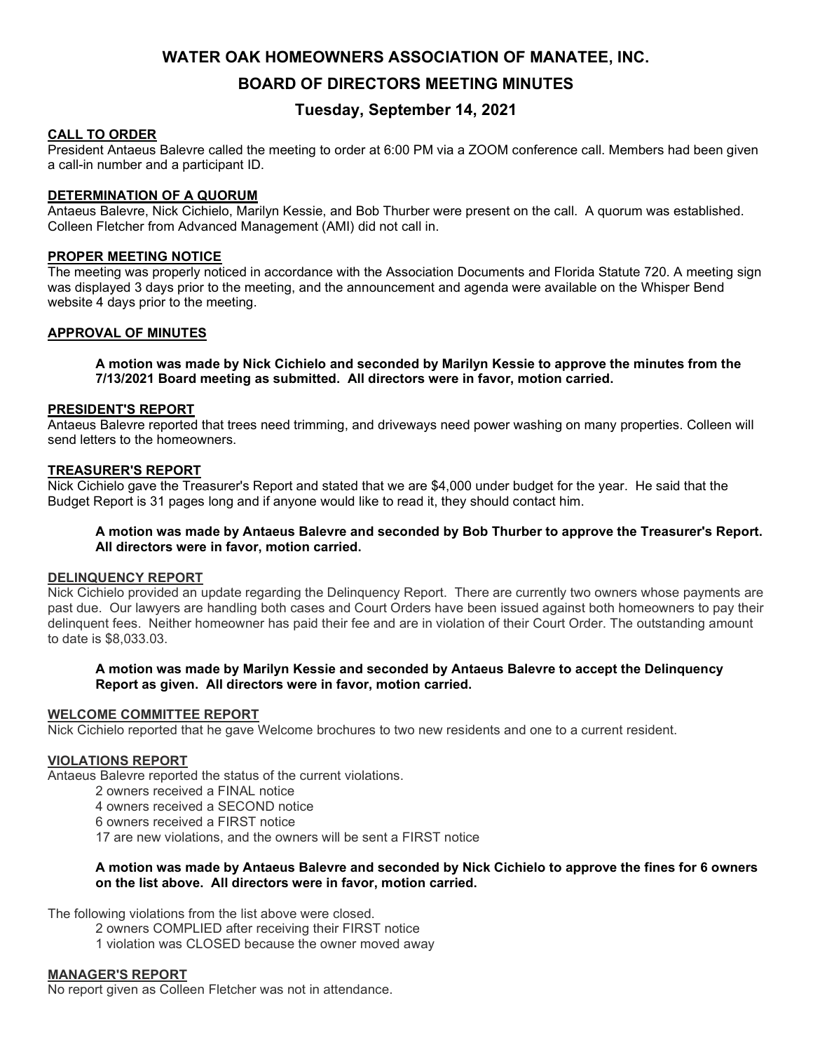# WATER OAK HOMEOWNERS ASSOCIATION OF MANATEE, INC.

## BOARD OF DIRECTORS MEETING MINUTES

### Tuesday, September 14, 2021

**CALL TO ORDER**

President Antaeus Balevre called the meeting to order at 6:00 PM via a ZOOM conference call. Members had been given a call-in number and a participant ID.

**DETERMINATION OF A QUORUM**

Antaeus Balevre, Nick Cichielo, Marilyn Kessie, and Bob Thurber were present on the call. A quorum was established. Colleen Fletcher from Advanced Management (AMI) did not call in.

**PROPER MEETING NOTICE**

The meeting was properly noticed in accordance with the Association Documents and Florida Statute 720. A meeting sign was displayed 3 days prior to the meeting, and the announcement and agenda were available on the Whisper Bend website 4 days prior to the meeting.

**APPROVAL OF MINUTES**

> **A motion was made by Nick Cichielo and seconded by Marilyn Kessie to approve the minutes from the 7/13/2021 Board meeting as submitted. All directors were in favor, motion carried.**

**PRESIDENT'S REPORT**

Antaeus Balevre reported that trees need trimming, and driveways need power washing on many properties. Colleen will send letters to the homeowners.

**TREASURER'S REPORT**

Nick Cichielo gave the Treasurer's Report and stated that we are $4,000 under budget for the year. He said that the Budget Report is 31 pages long and if anyone would like to read it, they should contact him.

> **A motion was made by Antaeus Balevre and seconded by Bob Thurber to approve the Treasurer's Report. All directors were in favor, motion carried.**

**DELINQUENCY REPORT**

Nick Cichielo provided an update regarding the Delinquency Report. There are currently two owners whose payments are past due. Our lawyers are handling both cases and Court Orders have been issued against both homeowners to pay their delinquent fees. Neither homeowner has paid their fee and are in violation of their Court Order. The outstanding amount to date is $8,033.03.

> **A motion was made by Marilyn Kessie and seconded by Antaeus Balevre to accept the Delinquency Report as given. All directors were in favor, motion carried.**

**WELCOME COMMITTEE REPORT**

Nick Cichielo reported that he gave Welcome brochures to two new residents and one to a current resident.

**VIOLATIONS REPORT**

Antaeus Balevre reported the status of the current violations.

- 2 owners received a FINAL notice
- 4 owners received a SECOND notice
- 6 owners received a FIRST notice
- 17 are new violations, and the owners will be sent a FIRST notice

> **A motion was made by Antaeus Balevre and seconded by Nick Cichielo to approve the fines for 6 owners on the list above. All directors were in favor, motion carried.**

The following violations from the list above were closed.

- 2 owners COMPLIED after receiving their FIRST notice
- 1 violation was CLOSED because the owner moved away

**MANAGER'S REPORT**

No report given as Colleen Fletcher was not in attendance.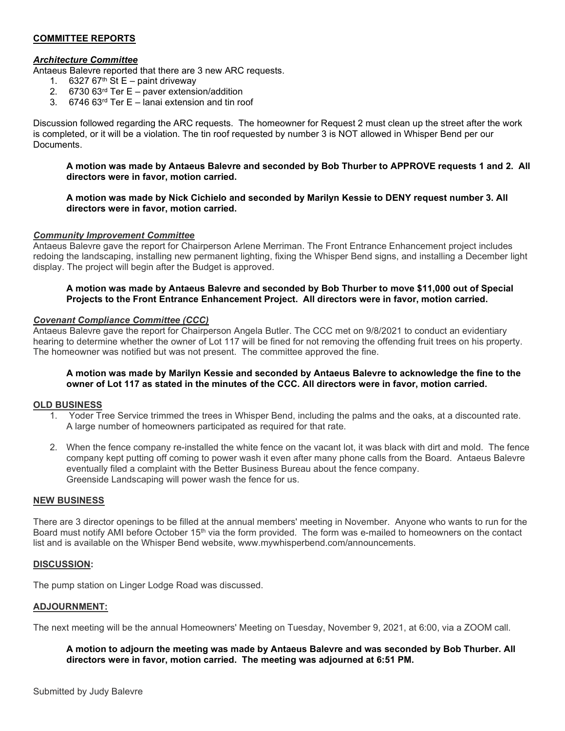## COMMITTEE REPORTS

### *Architecture Committee*

Antaeus Balevre reported that there are 3 new ARC requests.

1. 6327 67th St E – paint driveway
2. 6730 63rd Ter E – paver extension/addition
3. 6746 63rd Ter E – lanai extension and tin roof

Discussion followed regarding the ARC requests. The homeowner for Request 2 must clean up the street after the work is completed, or it will be a violation. The tin roof requested by number 3 is NOT allowed in Whisper Bend per our Documents.

> **A motion was made by Antaeus Balevre and seconded by Bob Thurber to APPROVE requests 1 and 2. All directors were in favor, motion carried.**
>
> **A motion was made by Nick Cichielo and seconded by Marilyn Kessie to DENY request number 3. All directors were in favor, motion carried.**

### *Community Improvement Committee*

Antaeus Balevre gave the report for Chairperson Arlene Merriman. The Front Entrance Enhancement project includes redoing the landscaping, installing new permanent lighting, fixing the Whisper Bend signs, and installing a December light display. The project will begin after the Budget is approved.

> **A motion was made by Antaeus Balevre and seconded by Bob Thurber to move $11,000 out of Special Projects to the Front Entrance Enhancement Project. All directors were in favor, motion carried.**

### *Covenant Compliance Committee (CCC)*

Antaeus Balevre gave the report for Chairperson Angela Butler. The CCC met on 9/8/2021 to conduct an evidentiary hearing to determine whether the owner of Lot 117 will be fined for not removing the offending fruit trees on his property. The homeowner was notified but was not present. The committee approved the fine.

> **A motion was made by Marilyn Kessie and seconded by Antaeus Balevre to acknowledge the fine to the owner of Lot 117 as stated in the minutes of the CCC. All directors were in favor, motion carried.**

## OLD BUSINESS

1. Yoder Tree Service trimmed the trees in Whisper Bend, including the palms and the oaks, at a discounted rate. A large number of homeowners participated as required for that rate.
2. When the fence company re-installed the white fence on the vacant lot, it was black with dirt and mold. The fence company kept putting off coming to power wash it even after many phone calls from the Board. Antaeus Balevre eventually filed a complaint with the Better Business Bureau about the fence company.
   Greenside Landscaping will power wash the fence for us.

## NEW BUSINESS

There are 3 director openings to be filled at the annual members' meeting in November. Anyone who wants to run for the Board must notify AMI before October 15th via the form provided. The form was e-mailed to homeowners on the contact list and is available on the Whisper Bend website, www.mywhisperbend.com/announcements.

## DISCUSSION:

The pump station on Linger Lodge Road was discussed.

## ADJOURNMENT:

The next meeting will be the annual Homeowners' Meeting on Tuesday, November 9, 2021, at 6:00, via a ZOOM call.

> **A motion to adjourn the meeting was made by Antaeus Balevre and was seconded by Bob Thurber. All directors were in favor, motion carried. The meeting was adjourned at 6:51 PM.**

Submitted by Judy Balevre